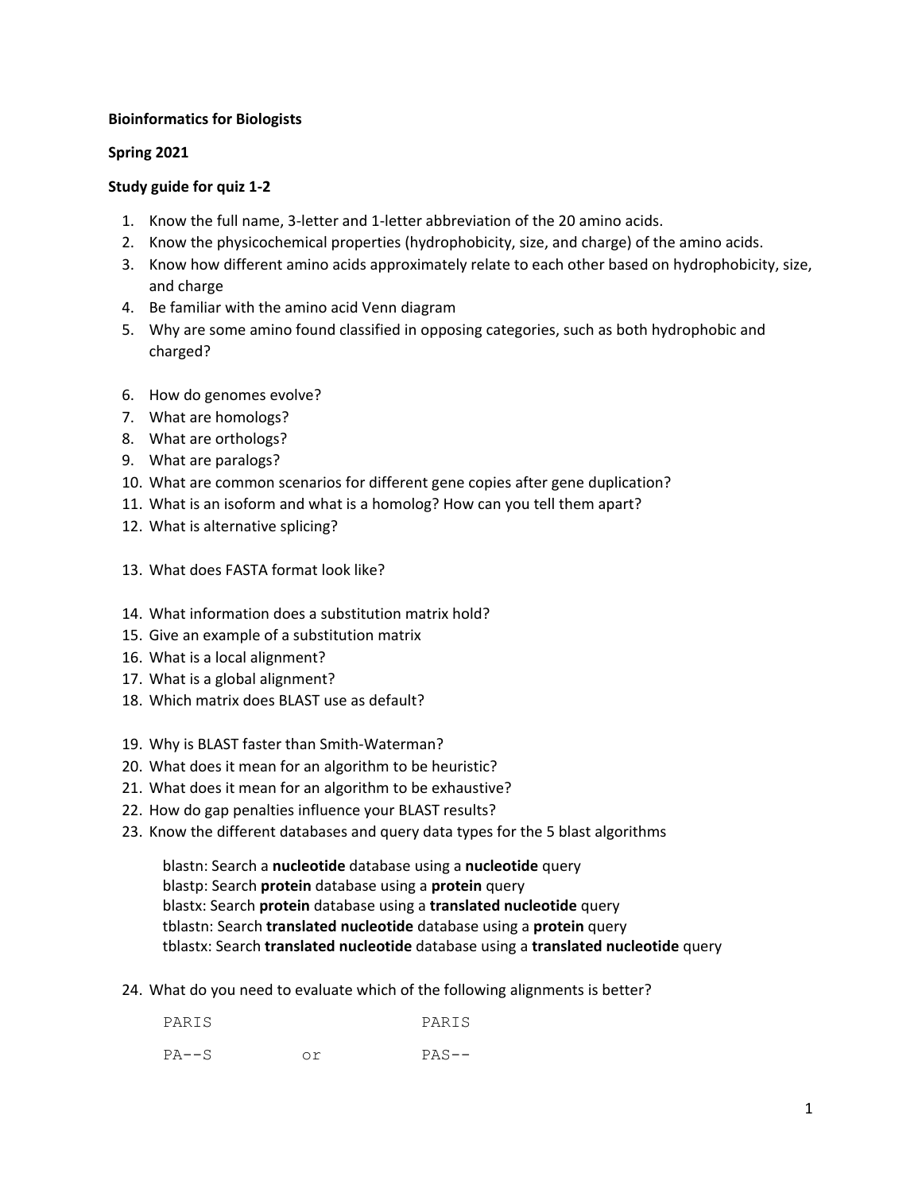**Bioinformatics for Biologists**

**Spring 2021**

**Study guide for quiz 1-2**

1. Know the full name, 3-letter and 1-letter abbreviation of the 20 amino acids.
2. Know the physicochemical properties (hydrophobicity, size, and charge) of the amino acids.
3. Know how different amino acids approximately relate to each other based on hydrophobicity, size, and charge
4. Be familiar with the amino acid Venn diagram
5. Why are some amino found classified in opposing categories, such as both hydrophobic and charged?

6. How do genomes evolve?
7. What are homologs?
8. What are orthologs?
9. What are paralogs?
10. What are common scenarios for different gene copies after gene duplication?
11. What is an isoform and what is a homolog? How can you tell them apart?
12. What is alternative splicing?

13. What does FASTA format look like?

14. What information does a substitution matrix hold?
15. Give an example of a substitution matrix
16. What is a local alignment?
17. What is a global alignment?
18. Which matrix does BLAST use as default?

19. Why is BLAST faster than Smith-Waterman?
20. What does it mean for an algorithm to be heuristic?
21. What does it mean for an algorithm to be exhaustive?
22. How do gap penalties influence your BLAST results?
23. Know the different databases and query data types for the 5 blast algorithms

    blastn: Search a **nucleotide** database using a **nucleotide** query
    blastp: Search **protein** database using a **protein** query
    blastx: Search **protein** database using a **translated nucleotide** query
    tblastn: Search **translated nucleotide** database using a **protein** query
    tblastx: Search **translated nucleotide** database using a **translated nucleotide** query

24. What do you need to evaluate which of the following alignments is better?

```
PARIS                PARIS
PA--S      or        PAS--
```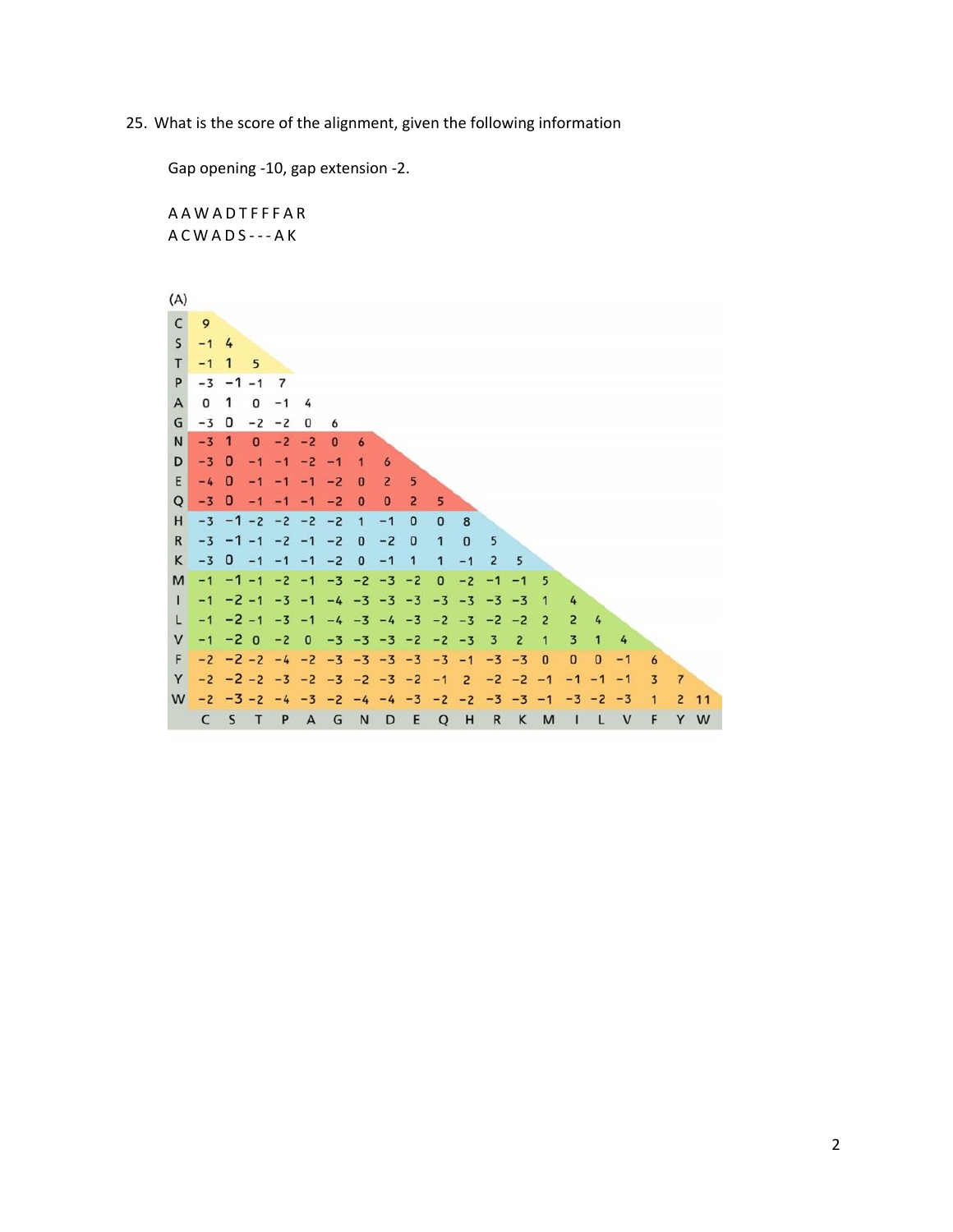25. What is the score of the alignment, given the following information

Gap opening -10, gap extension -2.

A A W A D T F F F A R
A C W A D S - - - A K

(A)

| | C | S | T | P | A | G | N | D | E | Q | H | R | K | M | I | L | V | F | Y | W |
|---|---|---|---|---|---|---|---|---|---|---|---|---|---|---|---|---|---|---|---|---|
| C | 9 | | | | | | | | | | | | | | | | | | | |
| S | -1 | 4 | | | | | | | | | | | | | | | | | | |
| T | -1 | 1 | 5 | | | | | | | | | | | | | | | | | |
| P | -3 | -1 | -1 | 7 | | | | | | | | | | | | | | | | |
| A | 0 | 1 | 0 | -1 | 4 | | | | | | | | | | | | | | | |
| G | -3 | 0 | -2 | -2 | 0 | 6 | | | | | | | | | | | | | | |
| N | -3 | 1 | 0 | -2 | -2 | 0 | 6 | | | | | | | | | | | | | |
| D | -3 | 0 | -1 | -1 | -2 | -1 | 1 | 6 | | | | | | | | | | | | |
| E | -4 | 0 | -1 | -1 | -1 | -2 | 0 | 2 | 5 | | | | | | | | | | | |
| Q | -3 | 0 | -1 | -1 | -1 | -2 | 0 | 0 | 2 | 5 | | | | | | | | | | |
| H | -3 | -1 | -2 | -2 | -2 | -2 | 1 | -1 | 0 | 0 | 8 | | | | | | | | | |
| R | -3 | -1 | -1 | -2 | -1 | -2 | 0 | -2 | 0 | 1 | 0 | 5 | | | | | | | | |
| K | -3 | 0 | -1 | -1 | -1 | -2 | 0 | -1 | 1 | 1 | -1 | 2 | 5 | | | | | | | |
| M | -1 | -1 | -1 | -2 | -1 | -3 | -2 | -3 | -2 | 0 | -2 | -1 | -1 | 5 | | | | | | |
| I | -1 | -2 | -1 | -3 | -1 | -4 | -3 | -3 | -3 | -3 | -3 | -3 | -3 | 1 | 4 | | | | | |
| L | -1 | -2 | -1 | -3 | -1 | -4 | -3 | -4 | -3 | -2 | -3 | -2 | -2 | 2 | 2 | 4 | | | | |
| V | -1 | -2 | 0 | -2 | 0 | -3 | -3 | -3 | -2 | -2 | -3 | 3 | 2 | 1 | 3 | 1 | 4 | | | |
| F | -2 | -2 | -2 | -4 | -2 | -3 | -3 | -3 | -3 | -3 | -1 | -3 | -3 | 0 | 0 | 0 | -1 | 6 | | |
| Y | -2 | -2 | -2 | -3 | -2 | -3 | -2 | -3 | -2 | -1 | 2 | -2 | -2 | -1 | -1 | -1 | -1 | 3 | 7 | |
| W | -2 | -3 | -2 | -4 | -3 | -2 | -4 | -4 | -3 | -2 | -2 | -3 | -3 | -1 | -3 | -2 | -3 | 1 | 2 | 11 |